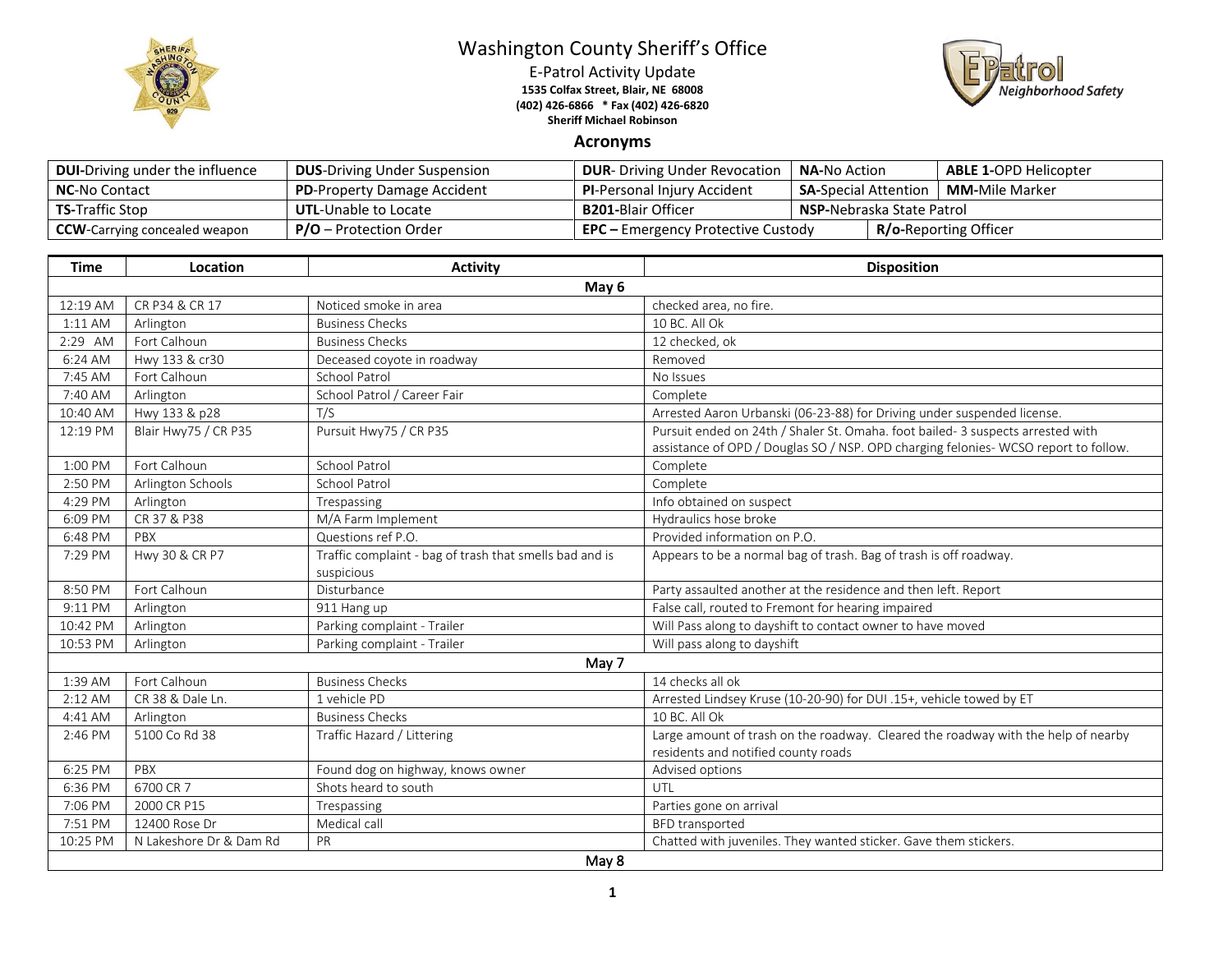# Washington County Sheriff's Office

E-Patrol Activity Update

**1535 Colfax Street, Blair, NE 68008**

**(402) 426-6866 * Fax (402) 426-6820**

**Sheriff Michael Robinson**

## Acronyms

| | | | | |
|---|---|---|---|---|
| **DUI**-Driving under the influence | **DUS**-Driving Under Suspension | **DUR**- Driving Under Revocation | **NA**-No Action | **ABLE 1**-OPD Helicopter |
| **NC**-No Contact | **PD**-Property Damage Accident | **PI**-Personal Injury Accident | **SA**-Special Attention | **MM**-Mile Marker |
| **TS**-Traffic Stop | **UTL**-Unable to Locate | **B201**-Blair Officer | **NSP**-Nebraska State Patrol | |
| **CCW**-Carrying concealed weapon | **P/O** – Protection Order | **EPC** – Emergency Protective Custody | **R/o**-Reporting Officer | |

| Time | Location | Activity | Disposition |
|---|---|---|---|
| | | **May 6** | |
| 12:19 AM | CR P34 & CR 17 | Noticed smoke in area | checked area, no fire. |
| 1:11 AM | Arlington | Business Checks | 10 BC. All Ok |
| 2:29 AM | Fort Calhoun | Business Checks | 12 checked, ok |
| 6:24 AM | Hwy 133 & cr30 | Deceased coyote in roadway | Removed |
| 7:45 AM | Fort Calhoun | School Patrol | No Issues |
| 7:40 AM | Arlington | School Patrol / Career Fair | Complete |
| 10:40 AM | Hwy 133 & p28 | T/S | Arrested Aaron Urbanski (06-23-88) for Driving under suspended license. |
| 12:19 PM | Blair Hwy75 / CR P35 | Pursuit Hwy75 / CR P35 | Pursuit ended on 24th / Shaler St. Omaha. foot bailed- 3 suspects arrested with assistance of OPD / Douglas SO / NSP. OPD charging felonies- WCSO report to follow. |
| 1:00 PM | Fort Calhoun | School Patrol | Complete |
| 2:50 PM | Arlington Schools | School Patrol | Complete |
| 4:29 PM | Arlington | Trespassing | Info obtained on suspect |
| 6:09 PM | CR 37 & P38 | M/A Farm Implement | Hydraulics hose broke |
| 6:48 PM | PBX | Questions ref P.O. | Provided information on P.O. |
| 7:29 PM | Hwy 30 & CR P7 | Traffic complaint - bag of trash that smells bad and is suspicious | Appears to be a normal bag of trash. Bag of trash is off roadway. |
| 8:50 PM | Fort Calhoun | Disturbance | Party assaulted another at the residence and then left. Report |
| 9:11 PM | Arlington | 911 Hang up | False call, routed to Fremont for hearing impaired |
| 10:42 PM | Arlington | Parking complaint - Trailer | Will Pass along to dayshift to contact owner to have moved |
| 10:53 PM | Arlington | Parking complaint - Trailer | Will pass along to dayshift |
| | | **May 7** | |
| 1:39 AM | Fort Calhoun | Business Checks | 14 checks all ok |
| 2:12 AM | CR 38 & Dale Ln. | 1 vehicle PD | Arrested Lindsey Kruse (10-20-90) for DUI .15+, vehicle towed by ET |
| 4:41 AM | Arlington | Business Checks | 10 BC. All Ok |
| 2:46 PM | 5100 Co Rd 38 | Traffic Hazard / Littering | Large amount of trash on the roadway. Cleared the roadway with the help of nearby residents and notified county roads |
| 6:25 PM | PBX | Found dog on highway, knows owner | Advised options |
| 6:36 PM | 6700 CR 7 | Shots heard to south | UTL |
| 7:06 PM | 2000 CR P15 | Trespassing | Parties gone on arrival |
| 7:51 PM | 12400 Rose Dr | Medical call | BFD transported |
| 10:25 PM | N Lakeshore Dr & Dam Rd | PR | Chatted with juveniles. They wanted sticker. Gave them stickers. |
| | | **May 8** | |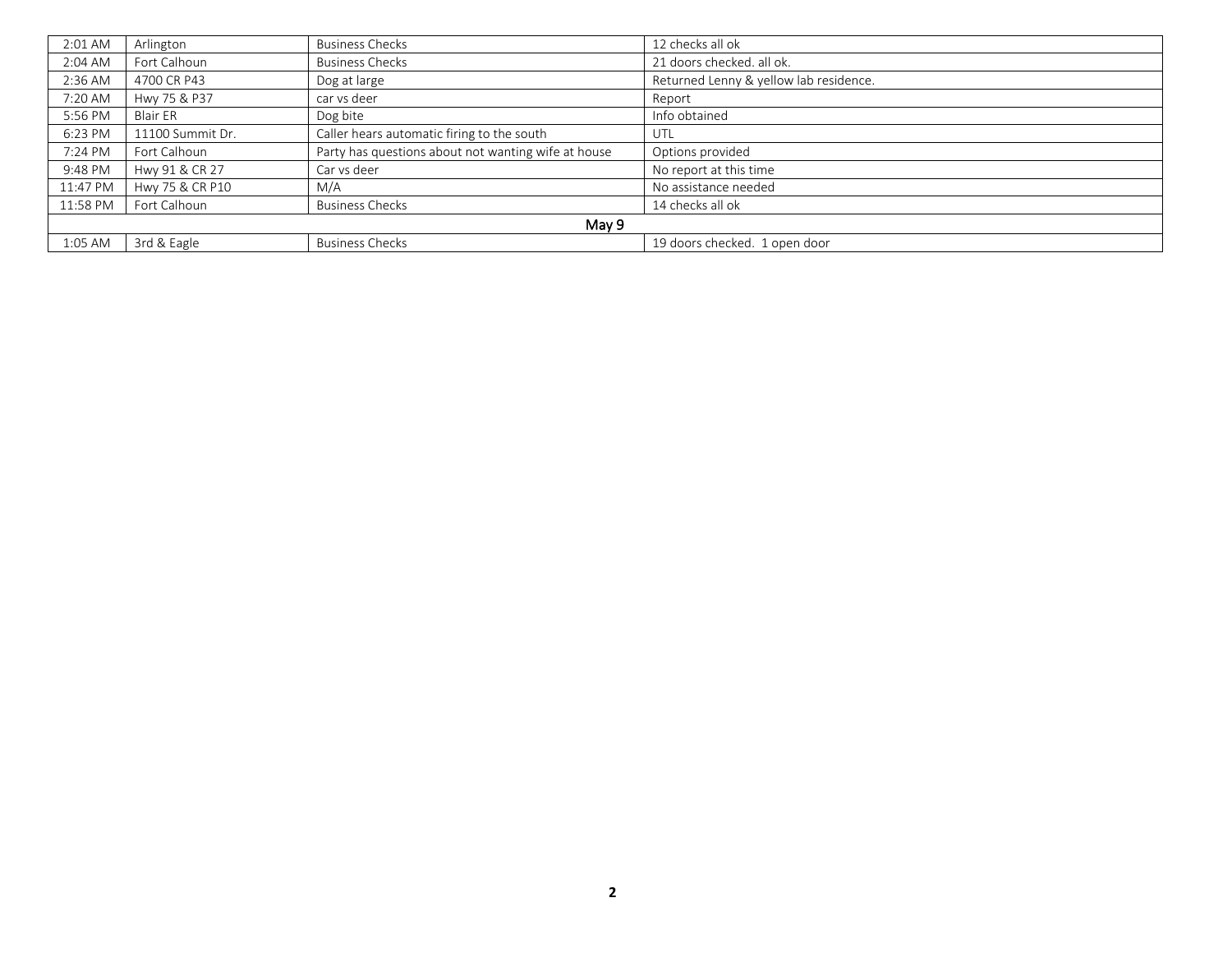| | | | |
|---|---|---|---|
| 2:01 AM | Arlington | Business Checks | 12 checks all ok |
| 2:04 AM | Fort Calhoun | Business Checks | 21 doors checked. all ok. |
| 2:36 AM | 4700 CR P43 | Dog at large | Returned Lenny & yellow lab residence. |
| 7:20 AM | Hwy 75 & P37 | car vs deer | Report |
| 5:56 PM | Blair ER | Dog bite | Info obtained |
| 6:23 PM | 11100 Summit Dr. | Caller hears automatic firing to the south | UTL |
| 7:24 PM | Fort Calhoun | Party has questions about not wanting wife at house | Options provided |
| 9:48 PM | Hwy 91 & CR 27 | Car vs deer | No report at this time |
| 11:47 PM | Hwy 75 & CR P10 | M/A | No assistance needed |
| 11:58 PM | Fort Calhoun | Business Checks | 14 checks all ok |
| | | May 9 | |
| 1:05 AM | 3rd & Eagle | Business Checks | 19 doors checked. 1 open door |